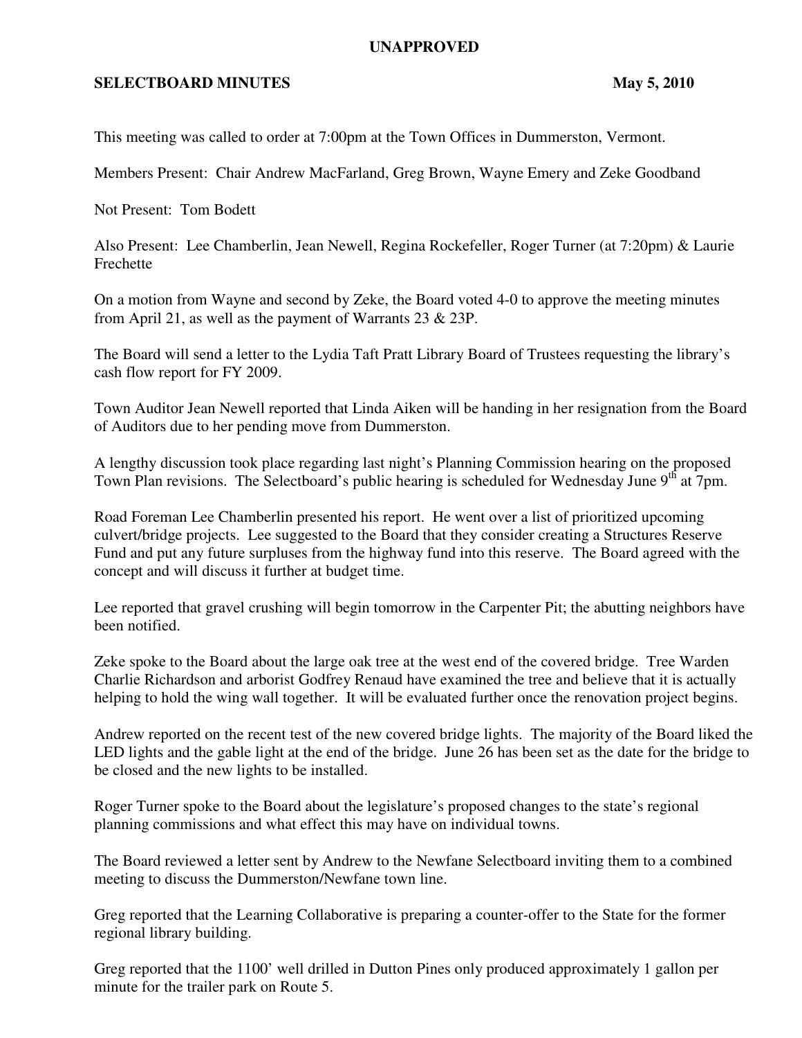**UNAPPROVED**

**SELECTBOARD MINUTES** **May 5, 2010**

This meeting was called to order at 7:00pm at the Town Offices in Dummerston, Vermont.

Members Present: Chair Andrew MacFarland, Greg Brown, Wayne Emery and Zeke Goodband

Not Present: Tom Bodett

Also Present: Lee Chamberlin, Jean Newell, Regina Rockefeller, Roger Turner (at 7:20pm) & Laurie Frechette

On a motion from Wayne and second by Zeke, the Board voted 4-0 to approve the meeting minutes from April 21, as well as the payment of Warrants 23 & 23P.

The Board will send a letter to the Lydia Taft Pratt Library Board of Trustees requesting the library's cash flow report for FY 2009.

Town Auditor Jean Newell reported that Linda Aiken will be handing in her resignation from the Board of Auditors due to her pending move from Dummerston.

A lengthy discussion took place regarding last night's Planning Commission hearing on the proposed Town Plan revisions. The Selectboard's public hearing is scheduled for Wednesday June 9th at 7pm.

Road Foreman Lee Chamberlin presented his report. He went over a list of prioritized upcoming culvert/bridge projects. Lee suggested to the Board that they consider creating a Structures Reserve Fund and put any future surpluses from the highway fund into this reserve. The Board agreed with the concept and will discuss it further at budget time.

Lee reported that gravel crushing will begin tomorrow in the Carpenter Pit; the abutting neighbors have been notified.

Zeke spoke to the Board about the large oak tree at the west end of the covered bridge. Tree Warden Charlie Richardson and arborist Godfrey Renaud have examined the tree and believe that it is actually helping to hold the wing wall together. It will be evaluated further once the renovation project begins.

Andrew reported on the recent test of the new covered bridge lights. The majority of the Board liked the LED lights and the gable light at the end of the bridge. June 26 has been set as the date for the bridge to be closed and the new lights to be installed.

Roger Turner spoke to the Board about the legislature's proposed changes to the state's regional planning commissions and what effect this may have on individual towns.

The Board reviewed a letter sent by Andrew to the Newfane Selectboard inviting them to a combined meeting to discuss the Dummerston/Newfane town line.

Greg reported that the Learning Collaborative is preparing a counter-offer to the State for the former regional library building.

Greg reported that the 1100' well drilled in Dutton Pines only produced approximately 1 gallon per minute for the trailer park on Route 5.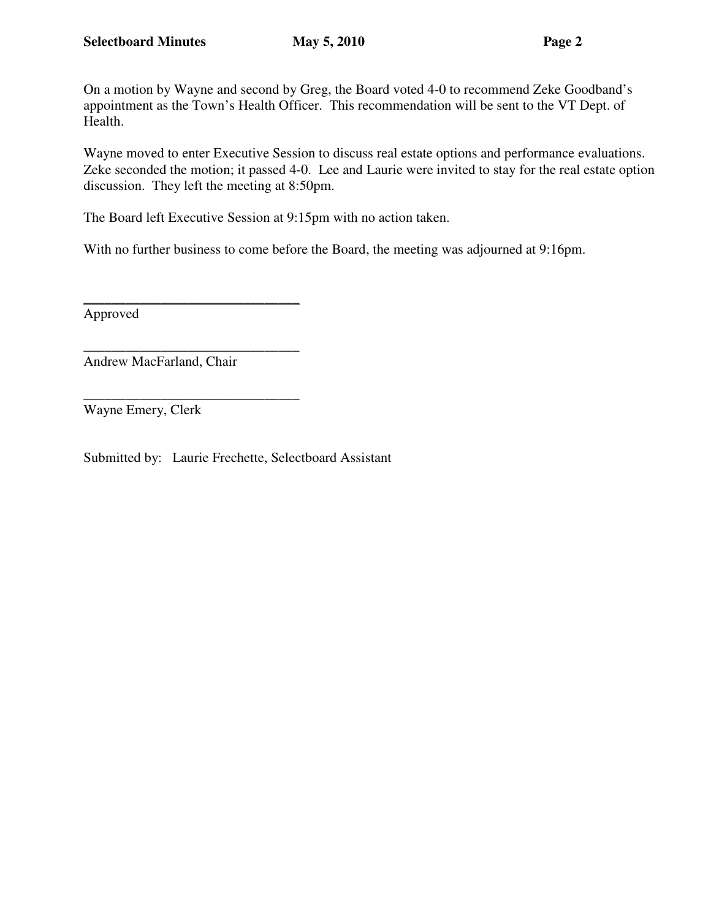On a motion by Wayne and second by Greg, the Board voted 4-0 to recommend Zeke Goodband's appointment as the Town's Health Officer. This recommendation will be sent to the VT Dept. of Health.

Wayne moved to enter Executive Session to discuss real estate options and performance evaluations. Zeke seconded the motion; it passed 4-0. Lee and Laurie were invited to stay for the real estate option discussion. They left the meeting at 8:50pm.

The Board left Executive Session at 9:15pm with no action taken.

With no further business to come before the Board, the meeting was adjourned at 9:16pm.

_______________________________
Approved

_______________________________
Andrew MacFarland, Chair

_______________________________
Wayne Emery, Clerk

Submitted by: Laurie Frechette, Selectboard Assistant